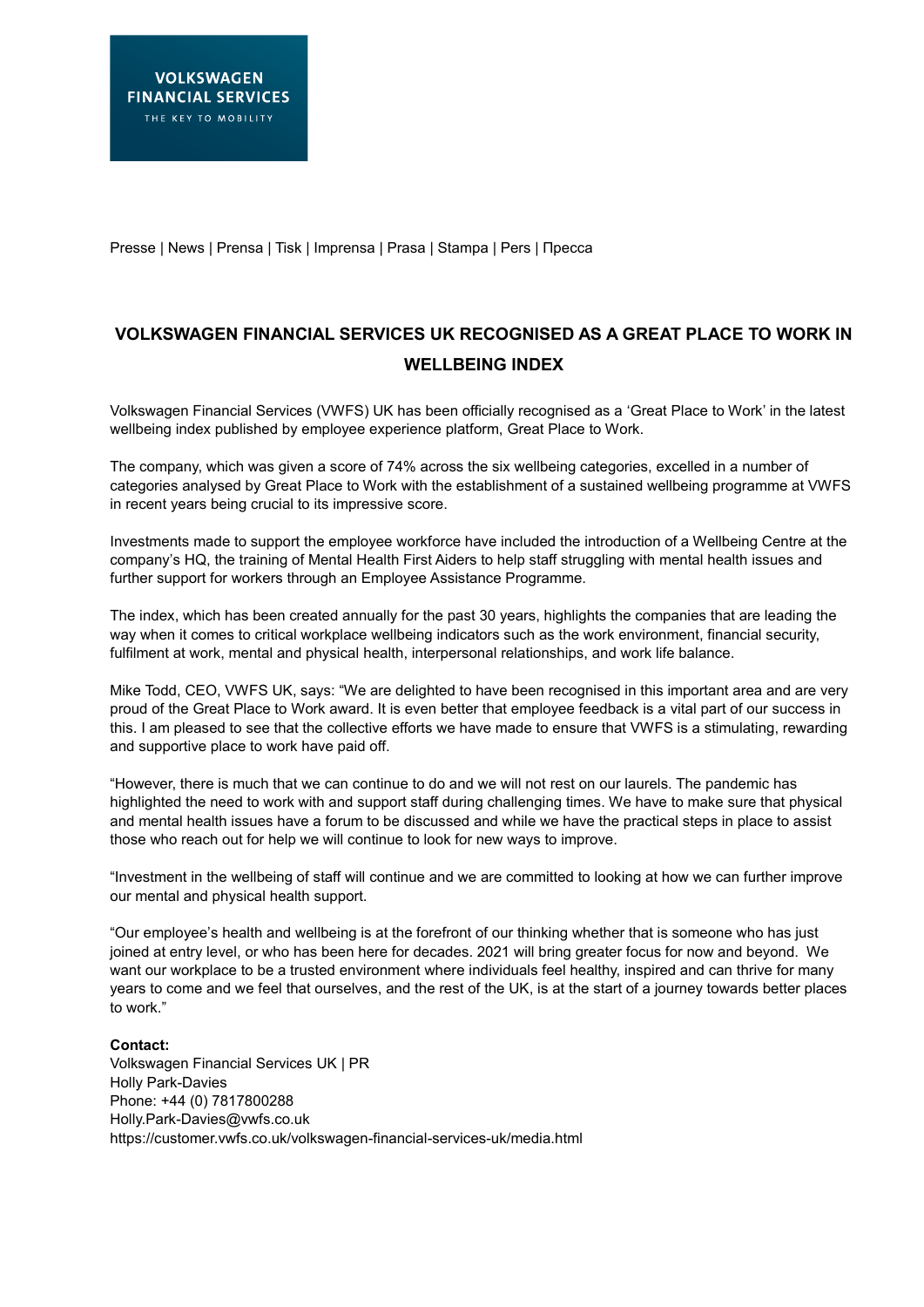VOLKSWAGEN FINANCIAL SERVICES

THE KEY TO MOBILITY

Presse | News | Prensa | Tisk | Imprensa | Prasa | Stampa | Pers | Пресса

# VOLKSWAGEN FINANCIAL SERVICES UK RECOGNISED AS A GREAT PLACE TO WORK IN WELLBEING INDEX

Volkswagen Financial Services (VWFS) UK has been officially recognised as a 'Great Place to Work' in the latest wellbeing index published by employee experience platform, Great Place to Work.

The company, which was given a score of 74% across the six wellbeing categories, excelled in a number of categories analysed by Great Place to Work with the establishment of a sustained wellbeing programme at VWFS in recent years being crucial to its impressive score.

Investments made to support the employee workforce have included the introduction of a Wellbeing Centre at the company's HQ, the training of Mental Health First Aiders to help staff struggling with mental health issues and further support for workers through an Employee Assistance Programme.

The index, which has been created annually for the past 30 years, highlights the companies that are leading the way when it comes to critical workplace wellbeing indicators such as the work environment, financial security, fulfilment at work, mental and physical health, interpersonal relationships, and work life balance.

Mike Todd, CEO, VWFS UK, says: "We are delighted to have been recognised in this important area and are very proud of the Great Place to Work award. It is even better that employee feedback is a vital part of our success in this. I am pleased to see that the collective efforts we have made to ensure that VWFS is a stimulating, rewarding and supportive place to work have paid off.

"However, there is much that we can continue to do and we will not rest on our laurels. The pandemic has highlighted the need to work with and support staff during challenging times. We have to make sure that physical and mental health issues have a forum to be discussed and while we have the practical steps in place to assist those who reach out for help we will continue to look for new ways to improve.

"Investment in the wellbeing of staff will continue and we are committed to looking at how we can further improve our mental and physical health support.

"Our employee's health and wellbeing is at the forefront of our thinking whether that is someone who has just joined at entry level, or who has been here for decades. 2021 will bring greater focus for now and beyond. We want our workplace to be a trusted environment where individuals feel healthy, inspired and can thrive for many years to come and we feel that ourselves, and the rest of the UK, is at the start of a journey towards better places to work."

**Contact:**
Volkswagen Financial Services UK | PR
Holly Park-Davies
Phone: +44 (0) 7817800288
Holly.Park-Davies@vwfs.co.uk
https://customer.vwfs.co.uk/volkswagen-financial-services-uk/media.html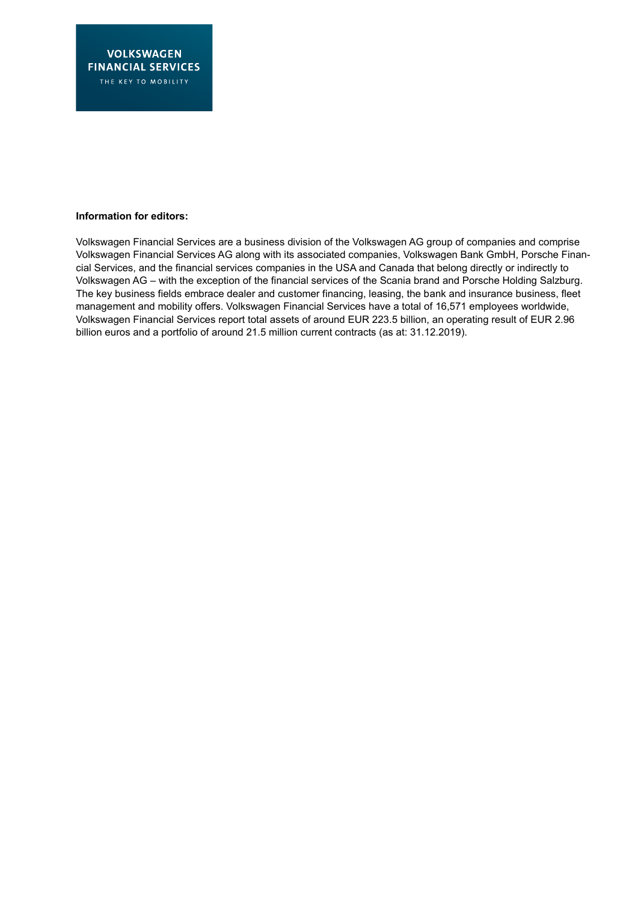VOLKSWAGEN
FINANCIAL SERVICES
THE KEY TO MOBILITY

**Information for editors:**

Volkswagen Financial Services are a business division of the Volkswagen AG group of companies and comprise Volkswagen Financial Services AG along with its associated companies, Volkswagen Bank GmbH, Porsche Financial Services, and the financial services companies in the USA and Canada that belong directly or indirectly to Volkswagen AG – with the exception of the financial services of the Scania brand and Porsche Holding Salzburg. The key business fields embrace dealer and customer financing, leasing, the bank and insurance business, fleet management and mobility offers. Volkswagen Financial Services have a total of 16,571 employees worldwide, Volkswagen Financial Services report total assets of around EUR 223.5 billion, an operating result of EUR 2.96 billion euros and a portfolio of around 21.5 million current contracts (as at: 31.12.2019).